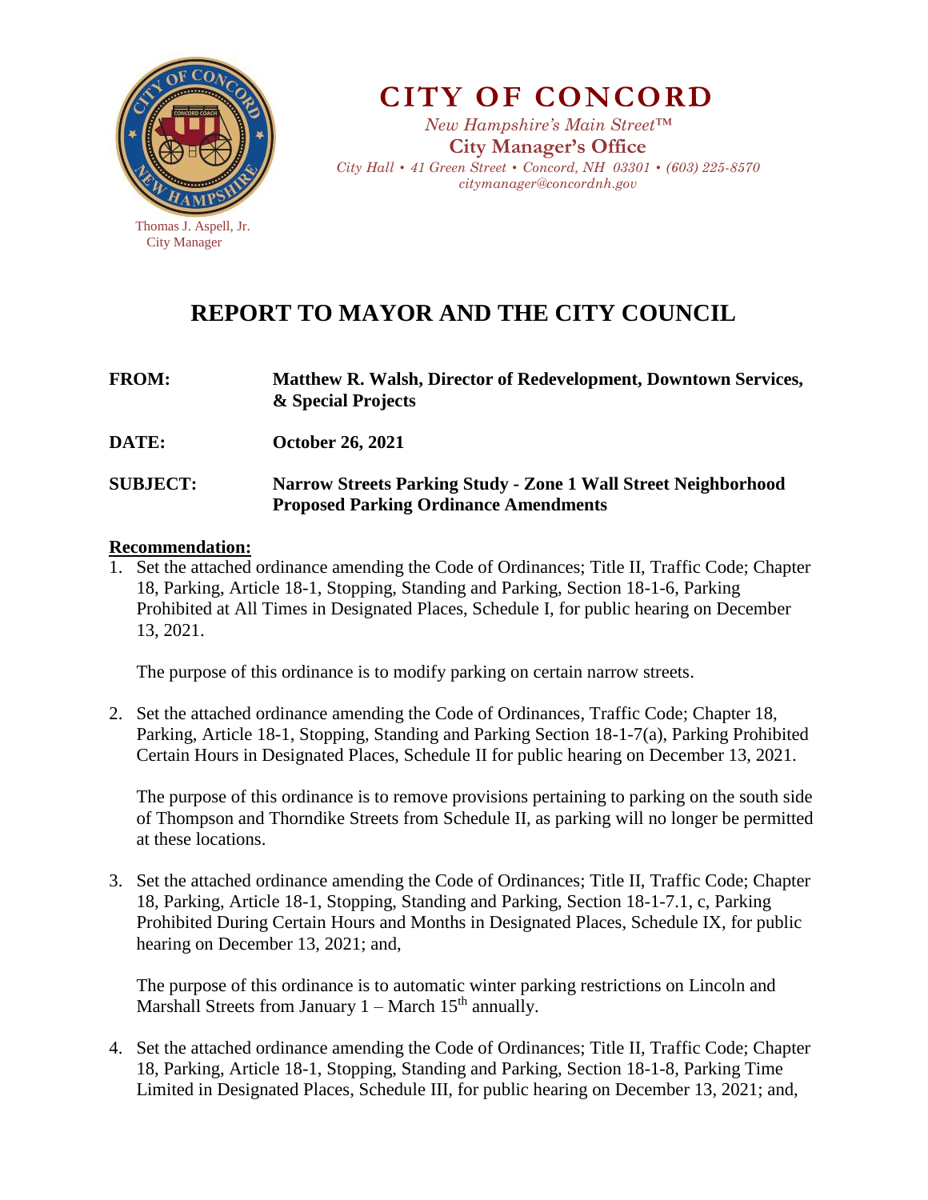# CITY OF CONCORD

*New Hampshire's Main Street™*

**City Manager's Office**

*City Hall • 41 Green Street • Concord, NH 03301 • (603) 225-8570*

*citymanager@concordnh.gov*

Thomas J. Aspell, Jr.
City Manager

## REPORT TO MAYOR AND THE CITY COUNCIL

**FROM:** **Matthew R. Walsh, Director of Redevelopment, Downtown Services, & Special Projects**

**DATE:** **October 26, 2021**

**SUBJECT:** **Narrow Streets Parking Study - Zone 1 Wall Street Neighborhood Proposed Parking Ordinance Amendments**

**Recommendation:**

1. Set the attached ordinance amending the Code of Ordinances; Title II, Traffic Code; Chapter 18, Parking, Article 18-1, Stopping, Standing and Parking, Section 18-1-6, Parking Prohibited at All Times in Designated Places, Schedule I, for public hearing on December 13, 2021.

   The purpose of this ordinance is to modify parking on certain narrow streets.

2. Set the attached ordinance amending the Code of Ordinances, Traffic Code; Chapter 18, Parking, Article 18-1, Stopping, Standing and Parking Section 18-1-7(a), Parking Prohibited Certain Hours in Designated Places, Schedule II for public hearing on December 13, 2021.

   The purpose of this ordinance is to remove provisions pertaining to parking on the south side of Thompson and Thorndike Streets from Schedule II, as parking will no longer be permitted at these locations.

3. Set the attached ordinance amending the Code of Ordinances; Title II, Traffic Code; Chapter 18, Parking, Article 18-1, Stopping, Standing and Parking, Section 18-1-7.1, c, Parking Prohibited During Certain Hours and Months in Designated Places, Schedule IX, for public hearing on December 13, 2021; and,

   The purpose of this ordinance is to automatic winter parking restrictions on Lincoln and Marshall Streets from January 1 – March 15th annually.

4. Set the attached ordinance amending the Code of Ordinances; Title II, Traffic Code; Chapter 18, Parking, Article 18-1, Stopping, Standing and Parking, Section 18-1-8, Parking Time Limited in Designated Places, Schedule III, for public hearing on December 13, 2021; and,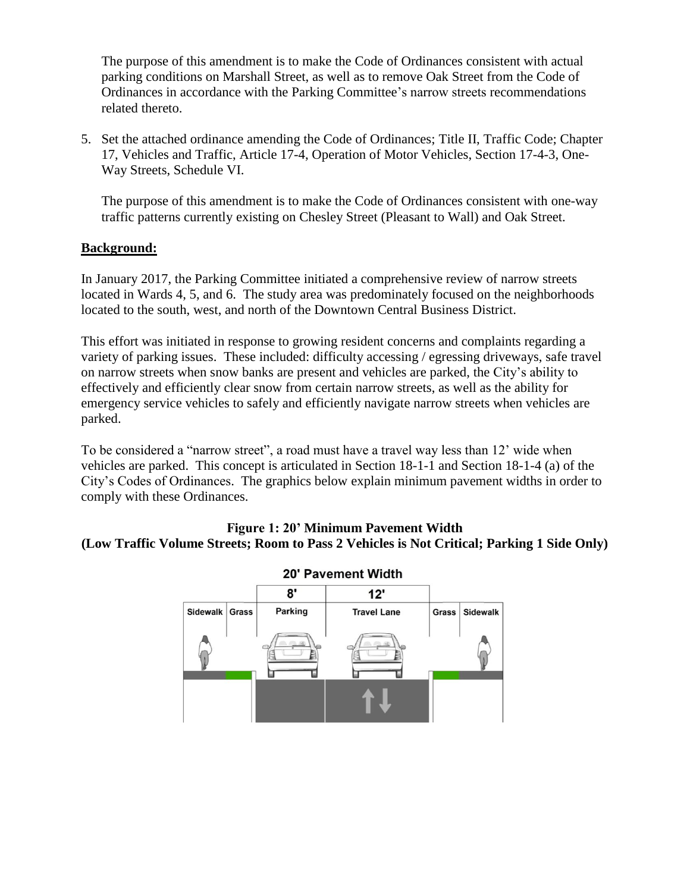The purpose of this amendment is to make the Code of Ordinances consistent with actual parking conditions on Marshall Street, as well as to remove Oak Street from the Code of Ordinances in accordance with the Parking Committee's narrow streets recommendations related thereto.

5. Set the attached ordinance amending the Code of Ordinances; Title II, Traffic Code; Chapter 17, Vehicles and Traffic, Article 17-4, Operation of Motor Vehicles, Section 17-4-3, One-Way Streets, Schedule VI.

   The purpose of this amendment is to make the Code of Ordinances consistent with one-way traffic patterns currently existing on Chesley Street (Pleasant to Wall) and Oak Street.

**Background:**

In January 2017, the Parking Committee initiated a comprehensive review of narrow streets located in Wards 4, 5, and 6. The study area was predominately focused on the neighborhoods located to the south, west, and north of the Downtown Central Business District.

This effort was initiated in response to growing resident concerns and complaints regarding a variety of parking issues. These included: difficulty accessing / egressing driveways, safe travel on narrow streets when snow banks are present and vehicles are parked, the City's ability to effectively and efficiently clear snow from certain narrow streets, as well as the ability for emergency service vehicles to safely and efficiently navigate narrow streets when vehicles are parked.

To be considered a "narrow street", a road must have a travel way less than 12' wide when vehicles are parked. This concept is articulated in Section 18-1-1 and Section 18-1-4 (a) of the City's Codes of Ordinances. The graphics below explain minimum pavement widths in order to comply with these Ordinances.

**Figure 1: 20' Minimum Pavement Width**
**(Low Traffic Volume Streets; Room to Pass 2 Vehicles is Not Critical; Parking 1 Side Only)**

20' Pavement Width

| | | 8' | 12' | | |
|---|---|---|---|---|---|
| Sidewalk | Grass | Parking | Travel Lane | Grass | Sidewalk |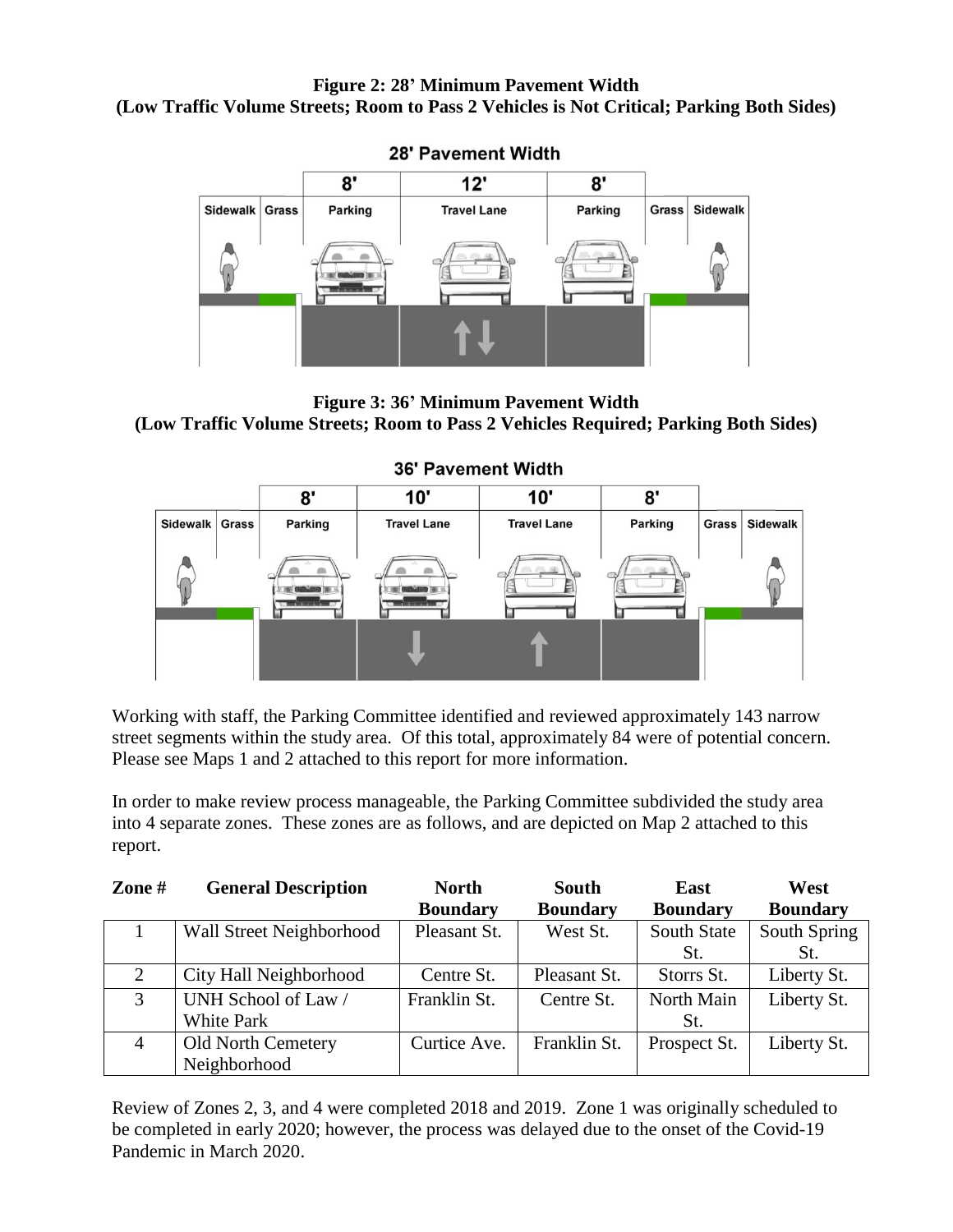**Figure 2: 28' Minimum Pavement Width**
**(Low Traffic Volume Streets; Room to Pass 2 Vehicles is Not Critical; Parking Both Sides)**

**Figure 3: 36' Minimum Pavement Width**
**(Low Traffic Volume Streets; Room to Pass 2 Vehicles Required; Parking Both Sides)**

Working with staff, the Parking Committee identified and reviewed approximately 143 narrow street segments within the study area. Of this total, approximately 84 were of potential concern. Please see Maps 1 and 2 attached to this report for more information.

In order to make review process manageable, the Parking Committee subdivided the study area into 4 separate zones. These zones are as follows, and are depicted on Map 2 attached to this report.

| Zone # | General Description | North Boundary | South Boundary | East Boundary | West Boundary |
|---|---|---|---|---|---|
| 1 | Wall Street Neighborhood | Pleasant St. | West St. | South State St. | South Spring St. |
| 2 | City Hall Neighborhood | Centre St. | Pleasant St. | Storrs St. | Liberty St. |
| 3 | UNH School of Law / White Park | Franklin St. | Centre St. | North Main St. | Liberty St. |
| 4 | Old North Cemetery Neighborhood | Curtice Ave. | Franklin St. | Prospect St. | Liberty St. |

Review of Zones 2, 3, and 4 were completed 2018 and 2019. Zone 1 was originally scheduled to be completed in early 2020; however, the process was delayed due to the onset of the Covid-19 Pandemic in March 2020.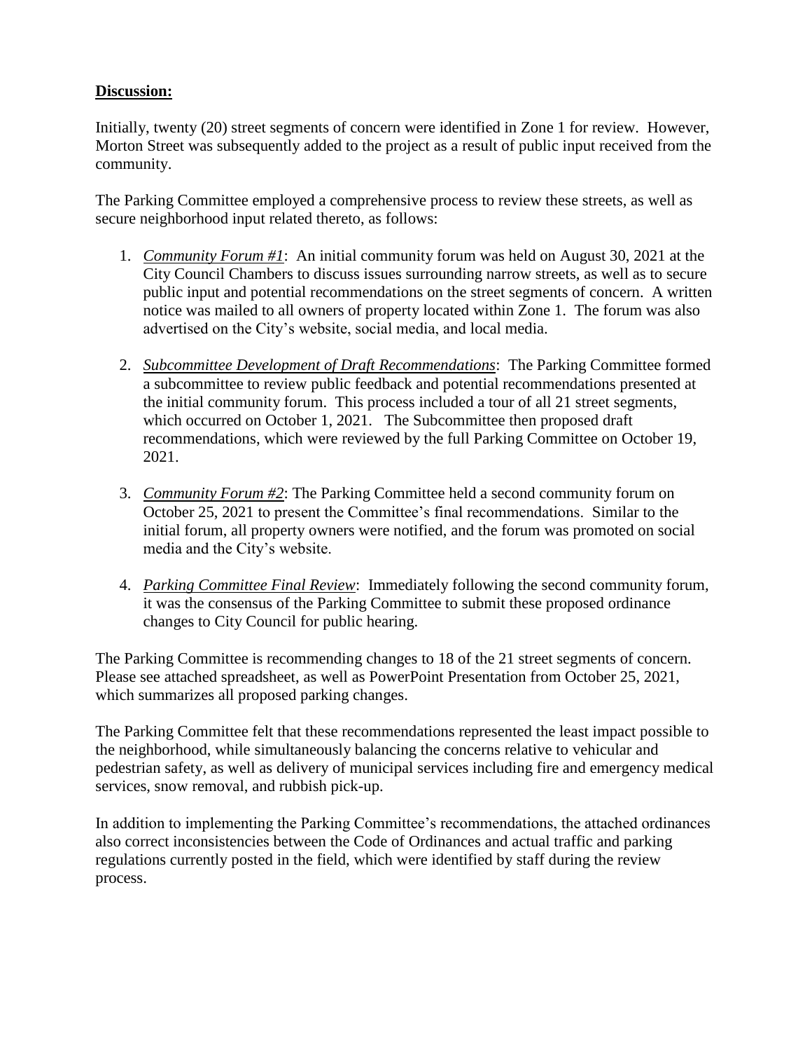**Discussion:**

Initially, twenty (20) street segments of concern were identified in Zone 1 for review. However, Morton Street was subsequently added to the project as a result of public input received from the community.

The Parking Committee employed a comprehensive process to review these streets, as well as secure neighborhood input related thereto, as follows:

1. *Community Forum #1*: An initial community forum was held on August 30, 2021 at the City Council Chambers to discuss issues surrounding narrow streets, as well as to secure public input and potential recommendations on the street segments of concern. A written notice was mailed to all owners of property located within Zone 1. The forum was also advertised on the City's website, social media, and local media.

2. *Subcommittee Development of Draft Recommendations*: The Parking Committee formed a subcommittee to review public feedback and potential recommendations presented at the initial community forum. This process included a tour of all 21 street segments, which occurred on October 1, 2021. The Subcommittee then proposed draft recommendations, which were reviewed by the full Parking Committee on October 19, 2021.

3. *Community Forum #2*: The Parking Committee held a second community forum on October 25, 2021 to present the Committee's final recommendations. Similar to the initial forum, all property owners were notified, and the forum was promoted on social media and the City's website.

4. *Parking Committee Final Review*: Immediately following the second community forum, it was the consensus of the Parking Committee to submit these proposed ordinance changes to City Council for public hearing.

The Parking Committee is recommending changes to 18 of the 21 street segments of concern. Please see attached spreadsheet, as well as PowerPoint Presentation from October 25, 2021, which summarizes all proposed parking changes.

The Parking Committee felt that these recommendations represented the least impact possible to the neighborhood, while simultaneously balancing the concerns relative to vehicular and pedestrian safety, as well as delivery of municipal services including fire and emergency medical services, snow removal, and rubbish pick-up.

In addition to implementing the Parking Committee's recommendations, the attached ordinances also correct inconsistencies between the Code of Ordinances and actual traffic and parking regulations currently posted in the field, which were identified by staff during the review process.